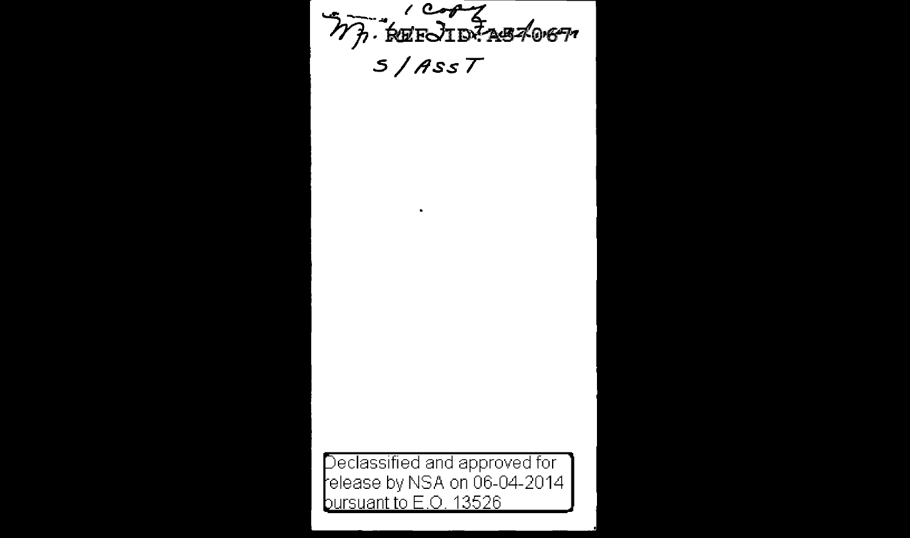1 copy

Mr. REF ID:A57067

S / ASST

Declassified and approved for release by NSA on 06-04-2014 pursuant to E.O. 13526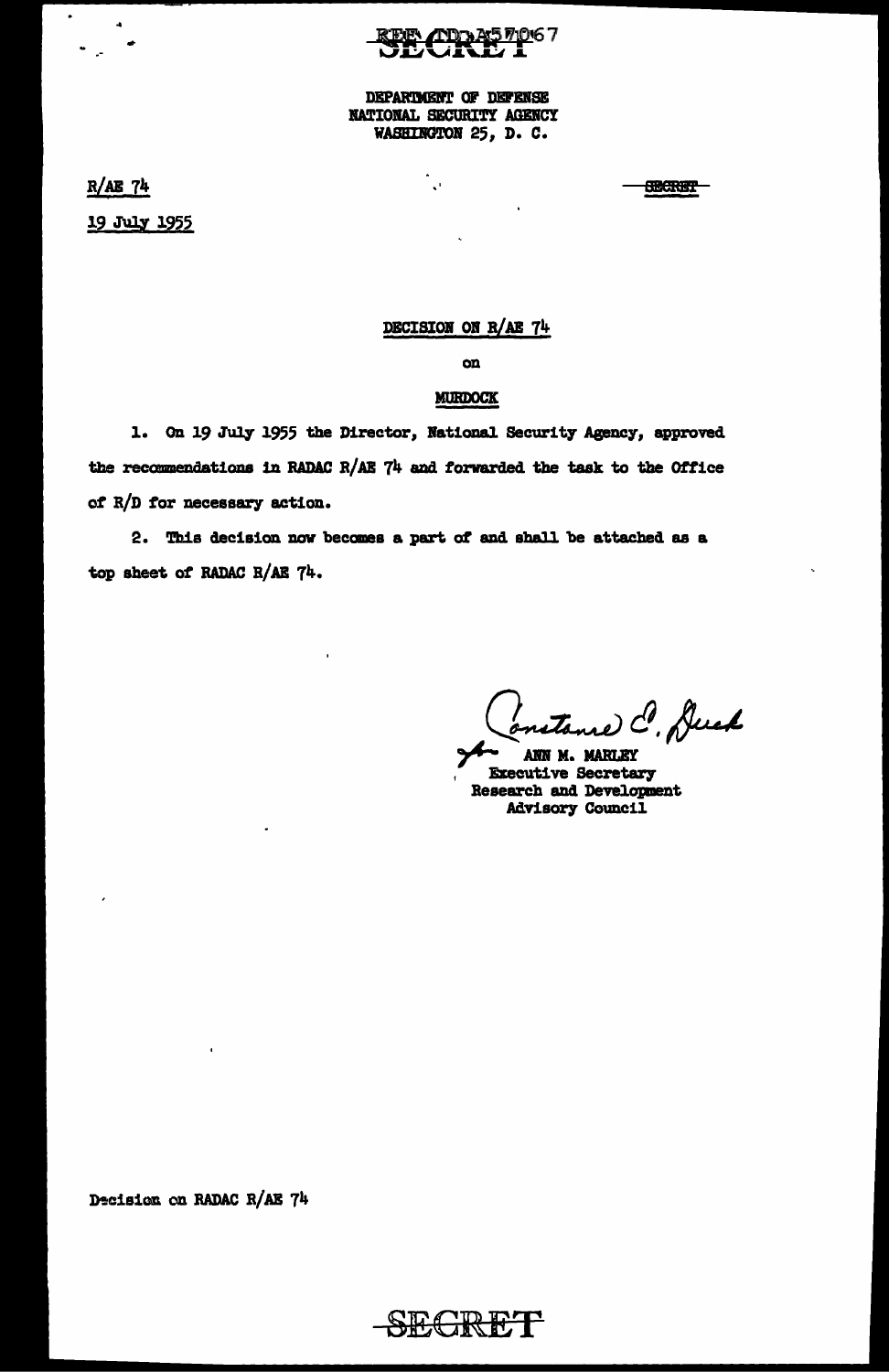SECRET

DEPARTMENT OF DEFENSE
NATIONAL SECURITY AGENCY
WASHINGTON 25, D. C.

R/AE 74

19 July 1955

SECRET

## DECISION ON R/AE 74

on

MURDOCK

1. On 19 July 1955 the Director, National Security Agency, approved the recommendations in RADAC R/AE 74 and forwarded the task to the Office of R/D for necessary action.

2. This decision now becomes a part of and shall be attached as a top sheet of RADAC R/AE 74.

Constance E. Dusk
for ANN M. MARLEY
Executive Secretary
Research and Development
Advisory Council

Decision on RADAC R/AE 74

SECRET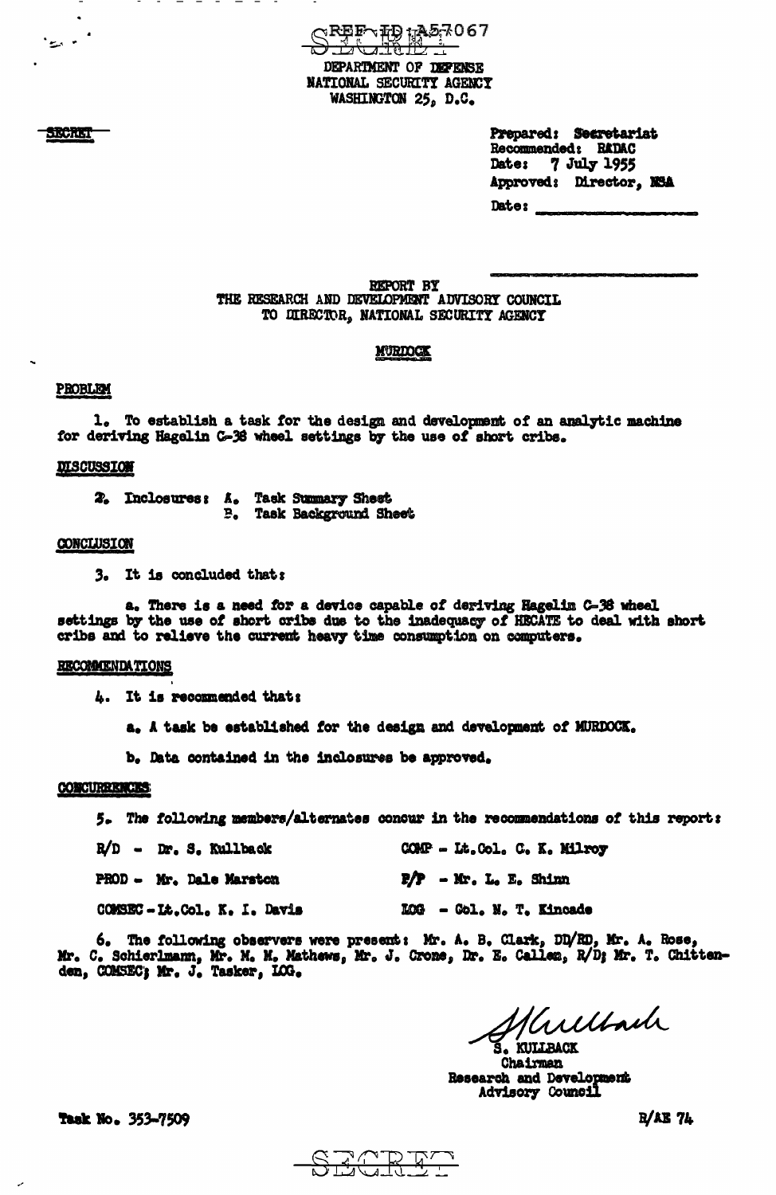REF ID:A57067

SECRET

DEPARTMENT OF DEFENSE
NATIONAL SECURITY AGENCY
WASHINGTON 25, D.C.

SECRET

Prepared: Secretariat
Recommended: RADAC
Date: 7 July 1955
Approved: Director, NSA
Date: ____________________

REPORT BY
THE RESEARCH AND DEVELOPMENT ADVISORY COUNCIL
TO DIRECTOR, NATIONAL SECURITY AGENCY

MURDOCK

PROBLEM

1. To establish a task for the design and development of an analytic machine for deriving Hagelin C-38 wheel settings by the use of short cribs.

DISCUSSION

2. Inclosures: A. Task Summary Sheet
B. Task Background Sheet

CONCLUSION

3. It is concluded that:

a. There is a need for a device capable of deriving Hagelin C-38 wheel settings by the use of short cribs due to the inadequacy of HECATE to deal with short cribs and to relieve the current heavy time consumption on computers.

RECOMMENDATIONS

4. It is recommended that:

a. A task be established for the design and development of MURDOCK.

b. Data contained in the inclosures be approved.

CONCURRENCES

5. The following members/alternates concur in the recommendations of this report:

| | |
|---|---|
| R/D - Dr. S. Kullback | COMP - Lt.Col. C. K. Milroy |
| PROD - Mr. Dale Marston | P/P - Mr. L. E. Shinn |
| COMSEC - Lt.Col. K. I. Davis | LOG - Col. M. T. Kincade |

6. The following observers were present: Mr. A. B. Clark, DD/RD, Mr. A. Rose, Mr. C. Schierlmann, Mr. M. M. Mathews, Mr. J. Crone, Dr. E. Callen, R/D; Mr. T. Chittenden, COMSEC; Mr. J. Tasker, LOG.

S. Kullback

S. KULLBACK
Chairman
Research and Development
Advisory Council

Task No. 353-7509

R/AE 74

SECRET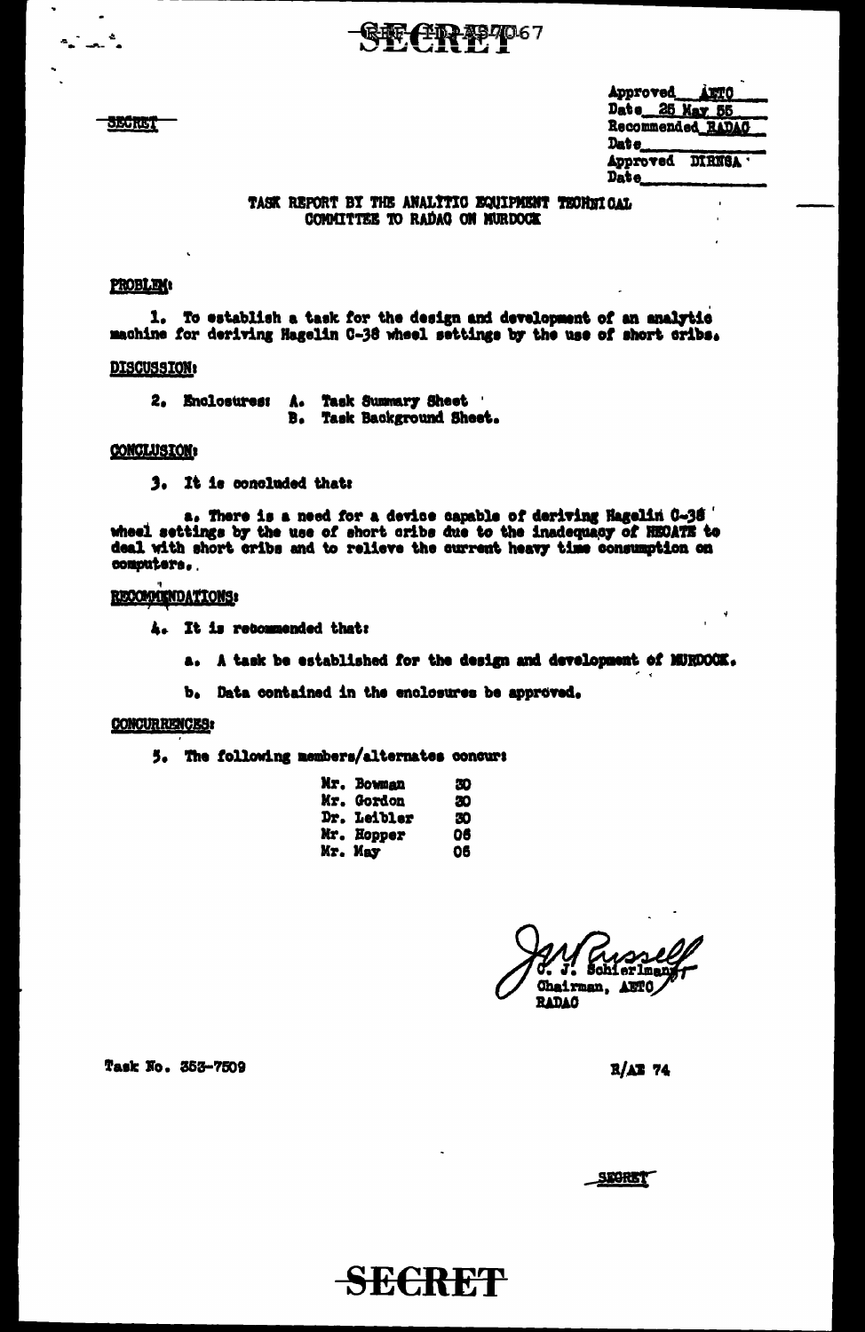SECRET

SECRET

| | |
|---|---|
| Approved | AETC |
| Date | 25 May 55 |
| Recommended | RADAC |
| Date | |
| Approved | DIRNSA |
| Date | |

TASK REPORT BY THE ANALYTIC EQUIPMENT TECHNICAL COMMITTEE TO RADAC ON MURDOCK

**PROBLEM:**

1. To establish a task for the design and development of an analytic machine for deriving Hagelin C-38 wheel settings by the use of short cribs.

**DISCUSSION:**

2. Enclosures: A. Task Summary Sheet
   B. Task Background Sheet.

**CONCLUSION:**

3. It is concluded that:

a. There is a need for a device capable of deriving Hagelin C-38 wheel settings by the use of short cribs due to the inadequacy of HECATE to deal with short cribs and to relieve the current heavy time consumption on computers.

**RECOMMENDATIONS:**

4. It is recommended that:

a. A task be established for the design and development of MURDOCK.

b. Data contained in the enclosures be approved.

**CONCURRENCES:**

5. The following members/alternates concur:

| | |
|---|---|
| Mr. Bowman | 30 |
| Mr. Gordon | 30 |
| Dr. Leibler | 30 |
| Mr. Hopper | 06 |
| Mr. May | 06 |

J. J. Russell
C. J. Schierlmann
Chairman, AETC
RADAC

Task No. 353-7509

R/AE 74

SECRET

SECRET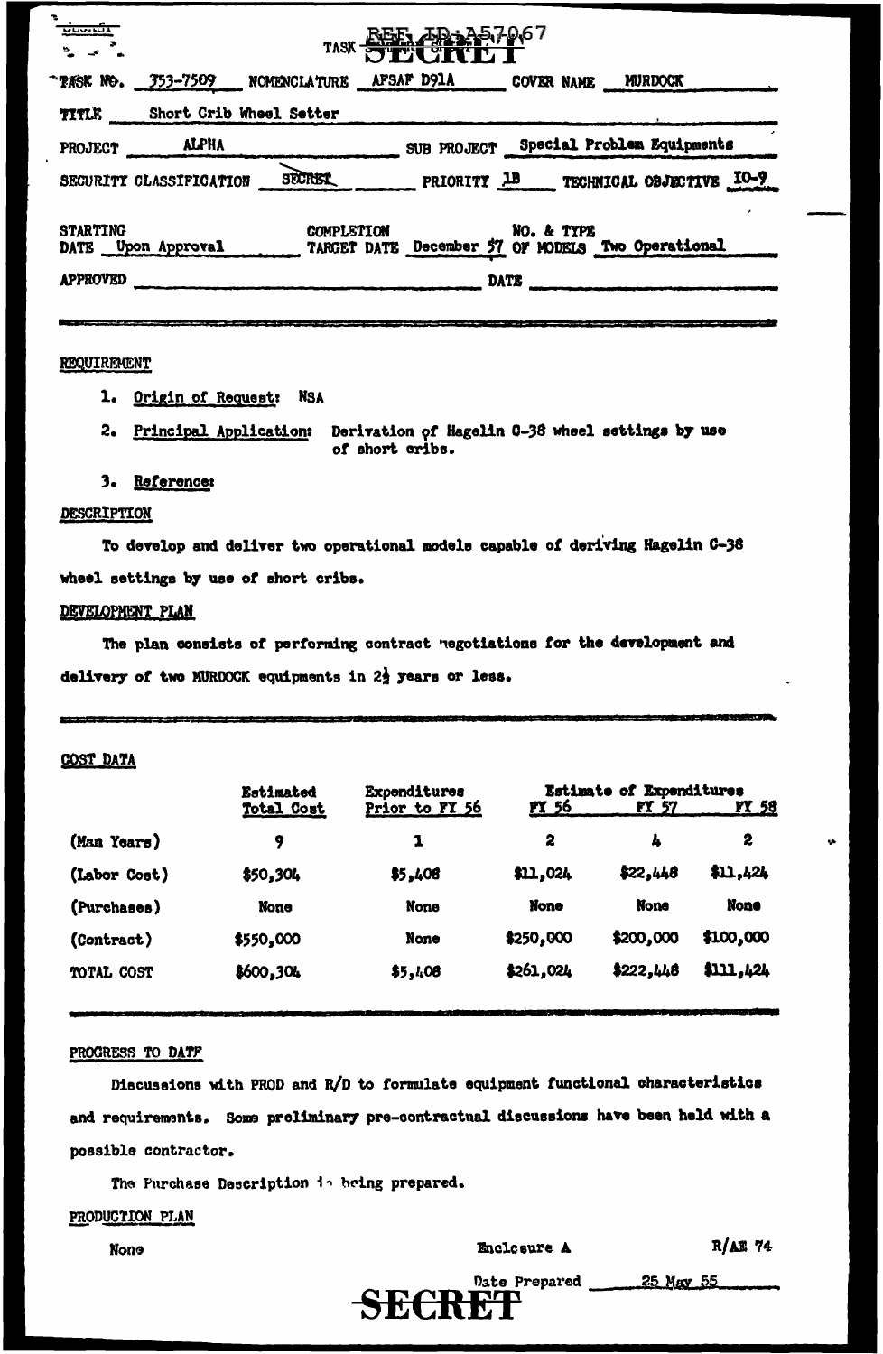SECRET

REF ID:A57067

TASK SECRET

TASK NO. 353-7509 NOMENCLATURE AFSAF D91A COVER NAME MURDOCK

TITLE Short Crib Wheel Setter

PROJECT ALPHA SUB PROJECT Special Problem Equipments

SECURITY CLASSIFICATION SECRET PRIORITY 1B TECHNICAL OBJECTIVE IO-9

STARTING DATE Upon Approval COMPLETION TARGET DATE December 57 NO. & TYPE OF MODELS Two Operational

APPROVED ______ DATE ______

## REQUIREMENT

1. Origin of Request: NSA
2. Principal Application: Derivation of Hagelin C-38 wheel settings by use of short cribs.
3. Reference:

## DESCRIPTION

To develop and deliver two operational models capable of deriving Hagelin C-38 wheel settings by use of short cribs.

## DEVELOPMENT PLAN

The plan consists of performing contract negotiations for the development and delivery of two MURDOCK equipments in 2½ years or less.

## COST DATA

| | Estimated Total Cost | Expenditures Prior to FY 56 | Estimate of Expenditures FY 56 | FY 57 | FY 58 |
|---|---|---|---|---|---|
| (Man Years) | 9 | 1 | 2 | 4 | 2 |
| (Labor Cost) | $50,304 | $5,408 | $11,024 | $22,448 | $11,424 |
| (Purchases) | None | None | None | None | None |
| (Contract) | $550,000 | None | $250,000 | $200,000 | $100,000 |
| TOTAL COST | $600,304 | $5,408 | $261,024 | $222,448 | $111,424 |

## PROGRESS TO DATE

Discussions with PROD and R/D to formulate equipment functional characteristics and requirements. Some preliminary pre-contractual discussions have been held with a possible contractor.

The Purchase Description is being prepared.

## PRODUCTION PLAN

None

Enclosure A

R/AE 74

Date Prepared 25 May 55

SECRET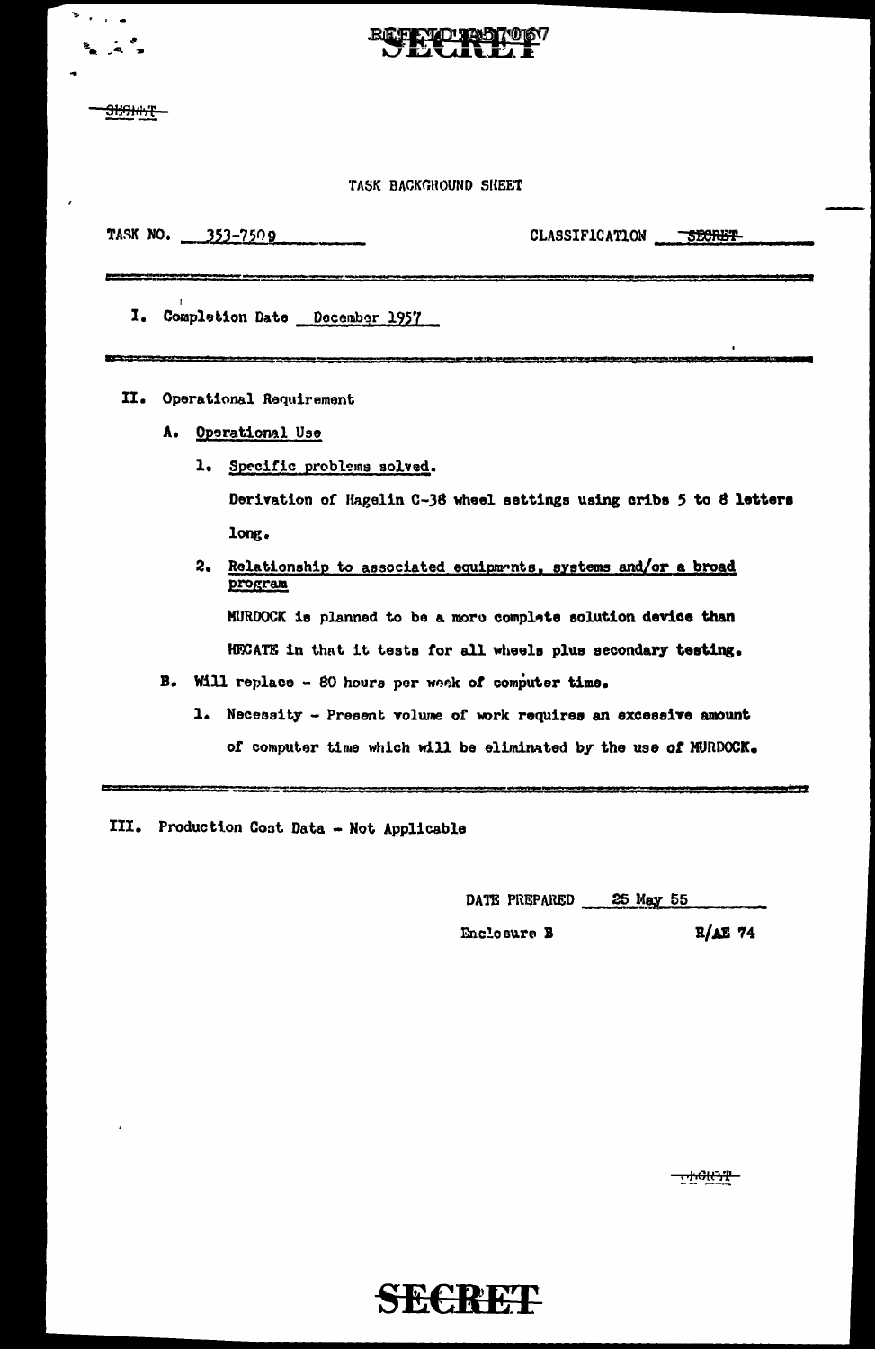SECRET

SECRET

TASK BACKGROUND SHEET

TASK NO. 353-7509 CLASSIFICATION ~~SECRET~~

I. Completion Date December 1957

II. Operational Requirement

A. Operational Use

1. Specific problems solved.

Derivation of Hagelin C-38 wheel settings using cribs 5 to 8 letters long.

2. Relationship to associated equipments, systems and/or a broad program

MURDOCK is planned to be a more complete solution device than HECATE in that it tests for all wheels plus secondary testing.

B. Will replace - 80 hours per week of computer time.

1. Necessity - Present volume of work requires an excessive amount of computer time which will be eliminated by the use of MURDOCK.

III. Production Cost Data - Not Applicable

DATE PREPARED 25 May 55

Enclosure B R/AE 74

SECRET

SECRET